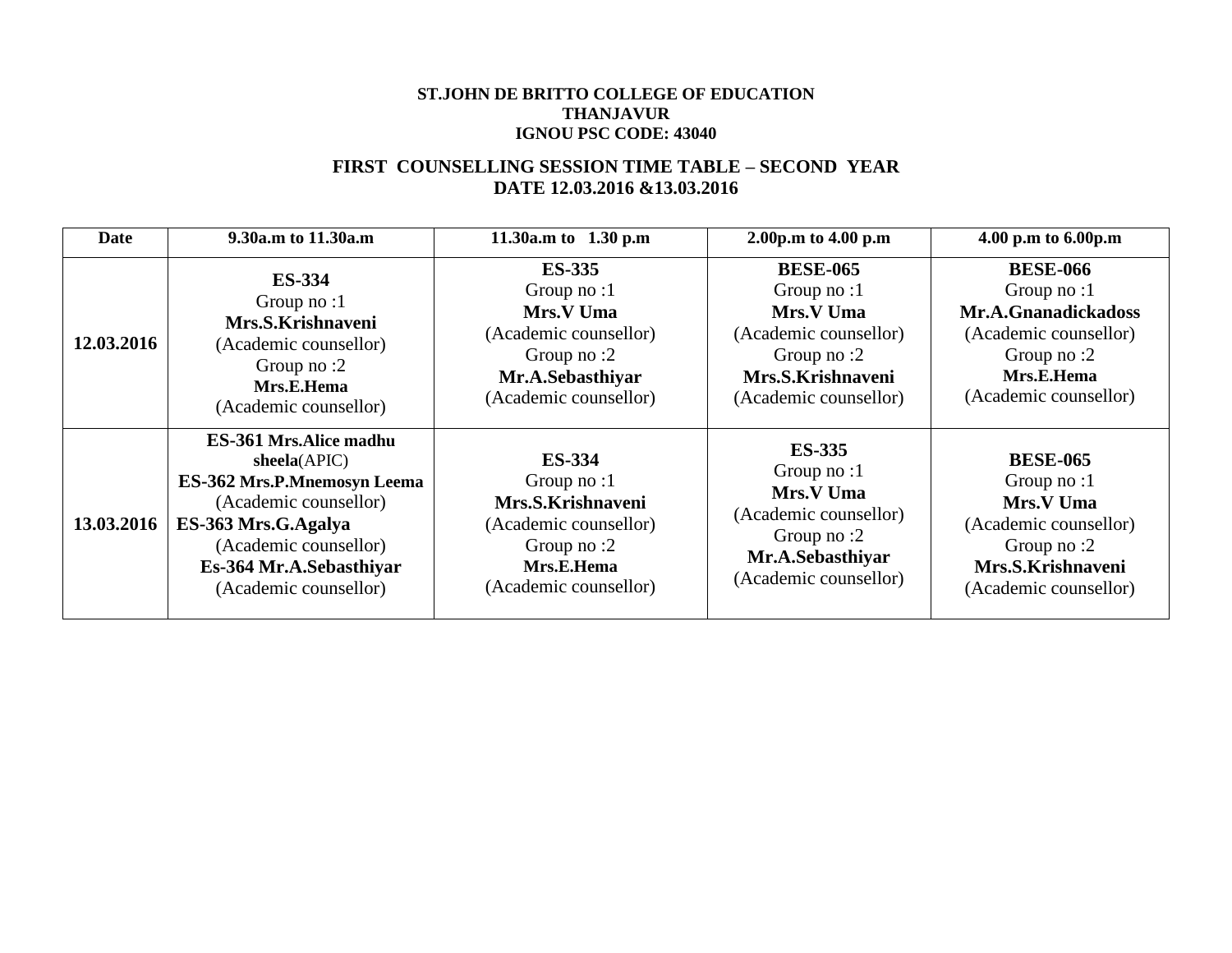**ST.JOHN DE BRITTO COLLEGE OF EDUCATION**
**THANJAVUR**
**IGNOU PSC CODE: 43040**

**FIRST COUNSELLING SESSION TIME TABLE – SECOND YEAR**
**DATE 12.03.2016 &13.03.2016**

| Date | 9.30a.m to 11.30a.m | 11.30a.m to 1.30 p.m | 2.00p.m to 4.00 p.m | 4.00 p.m to 6.00p.m |
|---|---|---|---|---|
| **12.03.2016** | **ES-334**<br>Group no :1<br>**Mrs.S.Krishnaveni**<br>(Academic counsellor)<br>Group no :2<br>**Mrs.E.Hema**<br>(Academic counsellor) | **ES-335**<br>Group no :1<br>**Mrs.V Uma**<br>(Academic counsellor)<br>Group no :2<br>**Mr.A.Sebasthiyar**<br>(Academic counsellor) | **BESE-065**<br>Group no :1<br>**Mrs.V Uma**<br>(Academic counsellor)<br>Group no :2<br>**Mrs.S.Krishnaveni**<br>(Academic counsellor) | **BESE-066**<br>Group no :1<br>**Mr.A.Gnanadickadoss**<br>(Academic counsellor)<br>Group no :2<br>**Mrs.E.Hema**<br>(Academic counsellor) |
| **13.03.2016** | **ES-361 Mrs.Alice madhu sheela**(APIC)<br>**ES-362 Mrs.P.Mnemosyn Leema**<br>(Academic counsellor)<br>**ES-363 Mrs.G.Agalya**<br>(Academic counsellor)<br>**Es-364 Mr.A.Sebasthiyar**<br>(Academic counsellor) | **ES-334**<br>Group no :1<br>**Mrs.S.Krishnaveni**<br>(Academic counsellor)<br>Group no :2<br>**Mrs.E.Hema**<br>(Academic counsellor) | **ES-335**<br>Group no :1<br>**Mrs.V Uma**<br>(Academic counsellor)<br>Group no :2<br>**Mr.A.Sebasthiyar**<br>(Academic counsellor) | **BESE-065**<br>Group no :1<br>**Mrs.V Uma**<br>(Academic counsellor)<br>Group no :2<br>**Mrs.S.Krishnaveni**<br>(Academic counsellor) |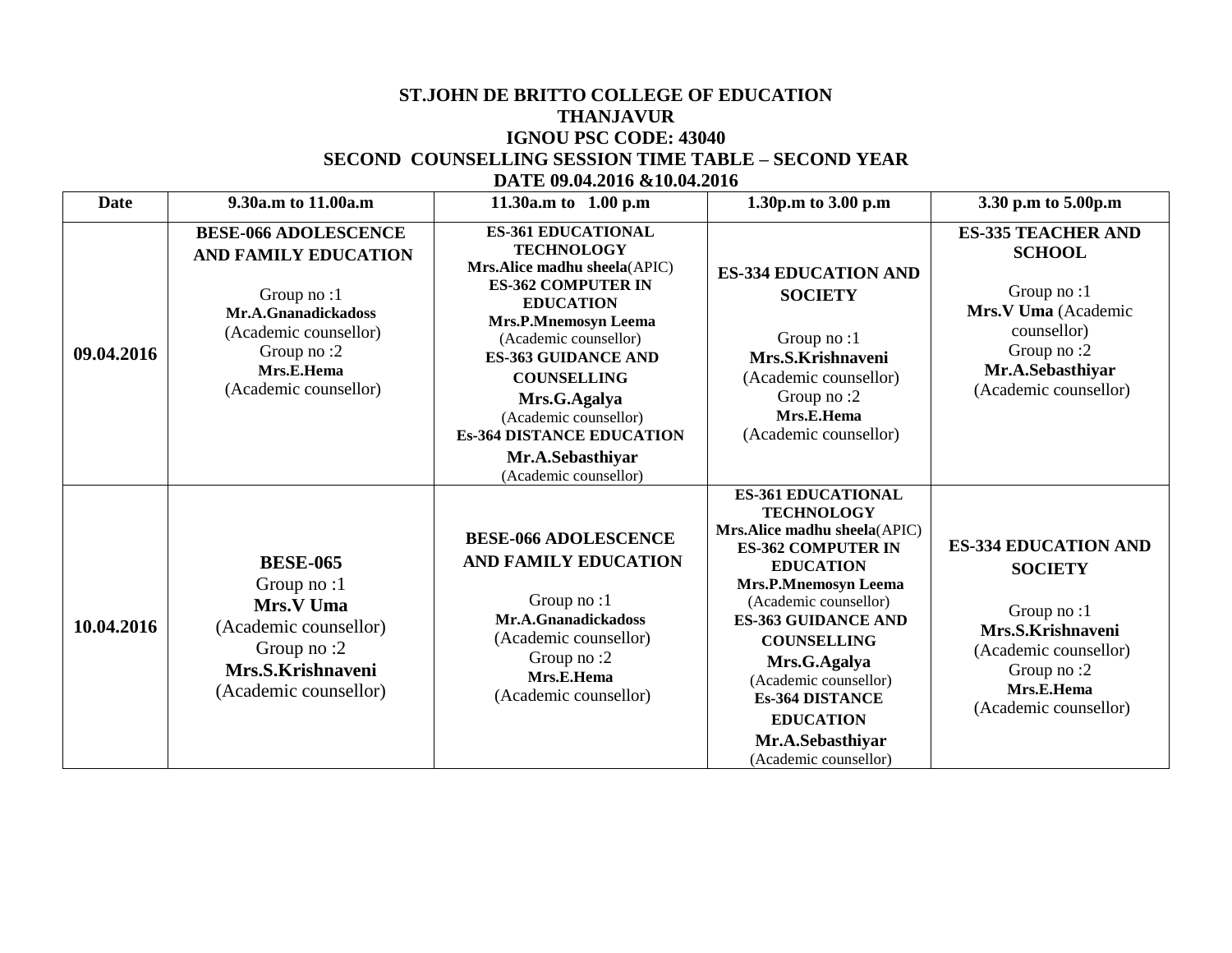**ST.JOHN DE BRITTO COLLEGE OF EDUCATION**
**THANJAVUR**
**IGNOU PSC CODE: 43040**
**SECOND COUNSELLING SESSION TIME TABLE – SECOND YEAR**
**DATE 09.04.2016 &10.04.2016**

| Date | 9.30a.m to 11.00a.m | 11.30a.m to 1.00 p.m | 1.30p.m to 3.00 p.m | 3.30 p.m to 5.00p.m |
|---|---|---|---|---|
| **09.04.2016** | **BESE-066 ADOLESCENCE AND FAMILY EDUCATION**<br>Group no :1<br>**Mr.A.Gnanadickadoss** (Academic counsellor)<br>Group no :2<br>**Mrs.E.Hema** (Academic counsellor) | **ES-361 EDUCATIONAL TECHNOLOGY**<br>**Mrs.Alice madhu sheela**(APIC)<br>**ES-362 COMPUTER IN EDUCATION**<br>**Mrs.P.Mnemosyn Leema** (Academic counsellor)<br>**ES-363 GUIDANCE AND COUNSELLING**<br>**Mrs.G.Agalya** (Academic counsellor)<br>**Es-364 DISTANCE EDUCATION**<br>**Mr.A.Sebasthiyar** (Academic counsellor) | **ES-334 EDUCATION AND SOCIETY**<br>Group no :1<br>**Mrs.S.Krishnaveni** (Academic counsellor)<br>Group no :2<br>**Mrs.E.Hema** (Academic counsellor) | **ES-335 TEACHER AND SCHOOL**<br>Group no :1<br>**Mrs.V Uma** (Academic counsellor)<br>Group no :2<br>**Mr.A.Sebasthiyar** (Academic counsellor) |
| **10.04.2016** | **BESE-065**<br>Group no :1<br>**Mrs.V Uma** (Academic counsellor)<br>Group no :2<br>**Mrs.S.Krishnaveni** (Academic counsellor) | **BESE-066 ADOLESCENCE AND FAMILY EDUCATION**<br>Group no :1<br>**Mr.A.Gnanadickadoss** (Academic counsellor)<br>Group no :2<br>**Mrs.E.Hema** (Academic counsellor) | **ES-361 EDUCATIONAL TECHNOLOGY**<br>**Mrs.Alice madhu sheela**(APIC)<br>**ES-362 COMPUTER IN EDUCATION**<br>**Mrs.P.Mnemosyn Leema** (Academic counsellor)<br>**ES-363 GUIDANCE AND COUNSELLING**<br>**Mrs.G.Agalya** (Academic counsellor)<br>**Es-364 DISTANCE EDUCATION**<br>**Mr.A.Sebasthiyar** (Academic counsellor) | **ES-334 EDUCATION AND SOCIETY**<br>Group no :1<br>**Mrs.S.Krishnaveni** (Academic counsellor)<br>Group no :2<br>**Mrs.E.Hema** (Academic counsellor) |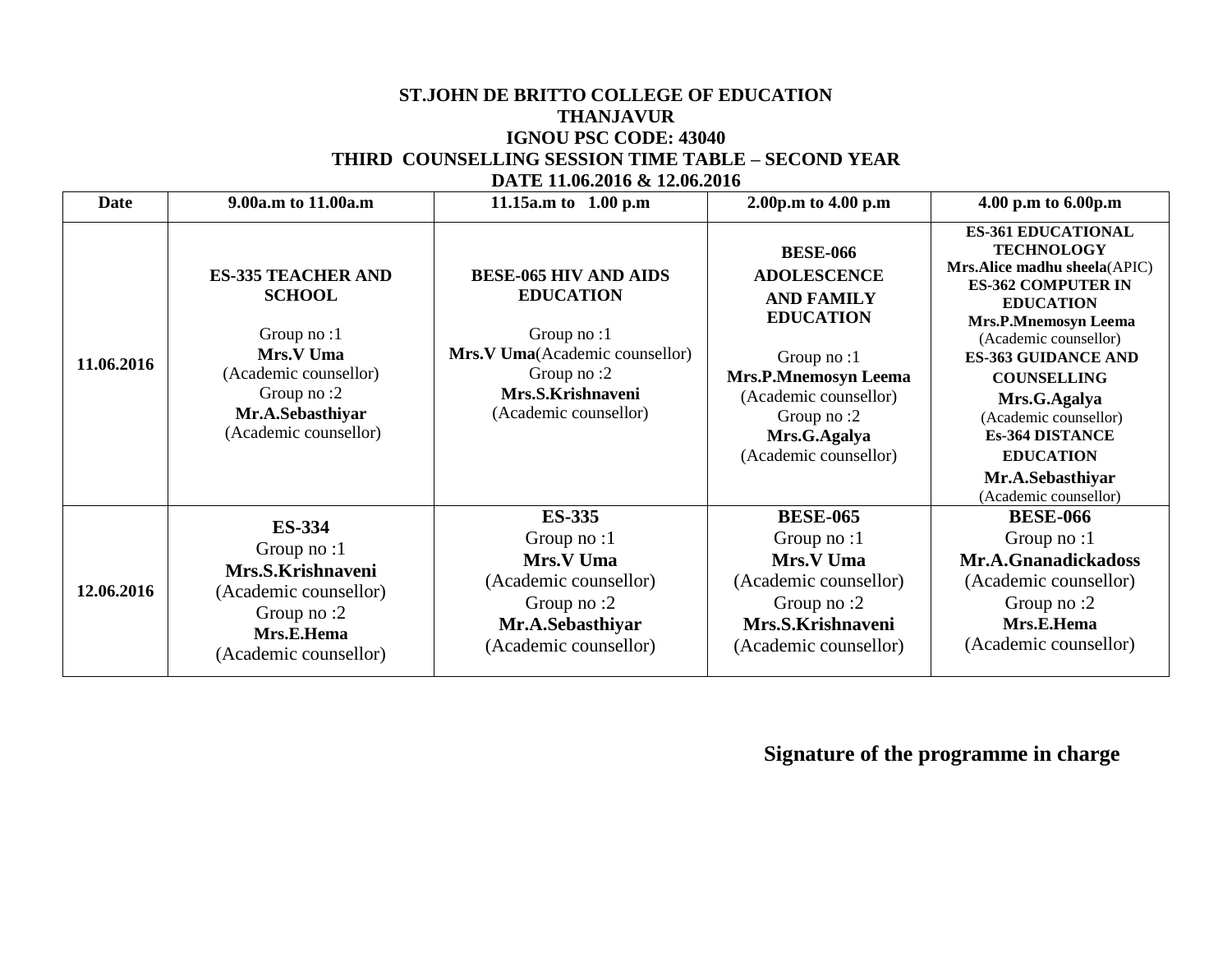**ST.JOHN DE BRITTO COLLEGE OF EDUCATION**
**THANJAVUR**
**IGNOU PSC CODE: 43040**
**THIRD COUNSELLING SESSION TIME TABLE – SECOND YEAR**
**DATE 11.06.2016 & 12.06.2016**

| Date | 9.00a.m to 11.00a.m | 11.15a.m to 1.00 p.m | 2.00p.m to 4.00 p.m | 4.00 p.m to 6.00p.m |
|---|---|---|---|---|
| **11.06.2016** | **ES-335 TEACHER AND SCHOOL**<br><br>Group no :1<br>**Mrs.V Uma**<br>(Academic counsellor)<br>Group no :2<br>**Mr.A.Sebasthiyar**<br>(Academic counsellor) | **BESE-065 HIV AND AIDS EDUCATION**<br><br>Group no :1<br>**Mrs.V Uma**(Academic counsellor)<br>Group no :2<br>**Mrs.S.Krishnaveni**<br>(Academic counsellor) | **BESE-066 ADOLESCENCE AND FAMILY EDUCATION**<br><br>Group no :1<br>**Mrs.P.Mnemosyn Leema**<br>(Academic counsellor)<br>Group no :2<br>**Mrs.G.Agalya**<br>(Academic counsellor) | **ES-361 EDUCATIONAL TECHNOLOGY**<br>**Mrs.Alice madhu sheela**(APIC)<br>**ES-362 COMPUTER IN EDUCATION**<br>**Mrs.P.Mnemosyn Leema**<br>(Academic counsellor)<br>**ES-363 GUIDANCE AND COUNSELLING**<br>**Mrs.G.Agalya**<br>(Academic counsellor)<br>**Es-364 DISTANCE EDUCATION**<br>**Mr.A.Sebasthiyar**<br>(Academic counsellor) |
| **12.06.2016** | **ES-334**<br>Group no :1<br>**Mrs.S.Krishnaveni**<br>(Academic counsellor)<br>Group no :2<br>**Mrs.E.Hema**<br>(Academic counsellor) | **ES-335**<br>Group no :1<br>**Mrs.V Uma**<br>(Academic counsellor)<br>Group no :2<br>**Mr.A.Sebasthiyar**<br>(Academic counsellor) | **BESE-065**<br>Group no :1<br>**Mrs.V Uma**<br>(Academic counsellor)<br>Group no :2<br>**Mrs.S.Krishnaveni**<br>(Academic counsellor) | **BESE-066**<br>Group no :1<br>**Mr.A.Gnanadickadoss**<br>(Academic counsellor)<br>Group no :2<br>**Mrs.E.Hema**<br>(Academic counsellor) |

**Signature of the programme in charge**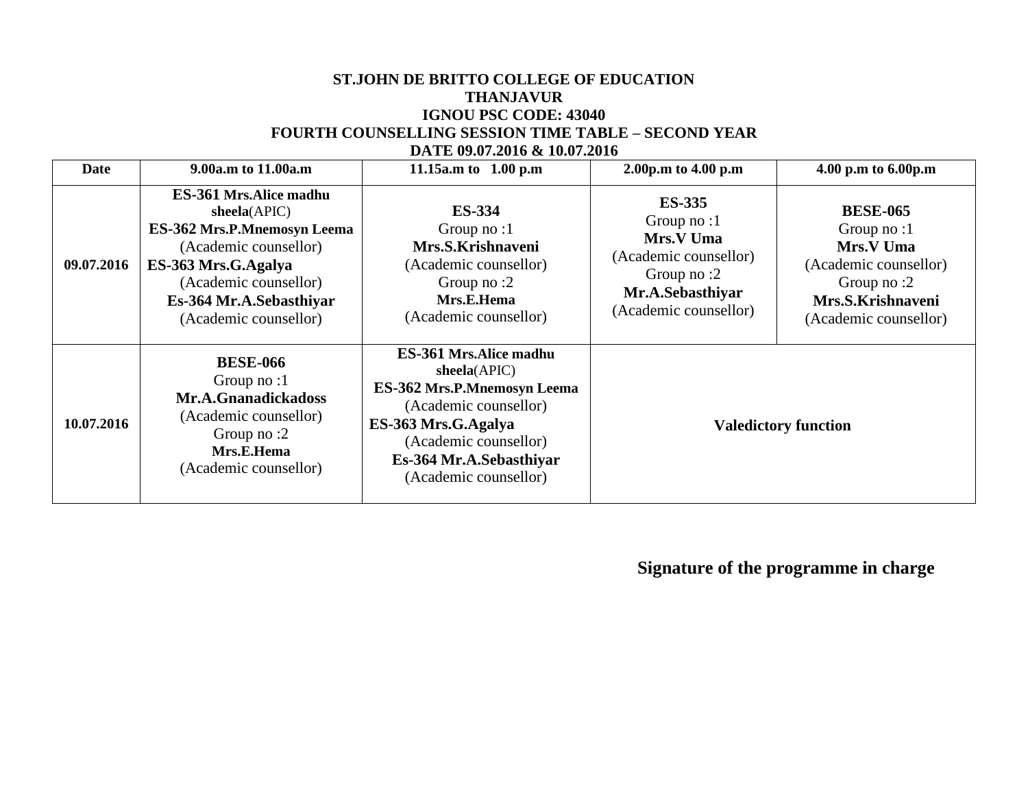**ST.JOHN DE BRITTO COLLEGE OF EDUCATION**
**THANJAVUR**
**IGNOU PSC CODE: 43040**
**FOURTH COUNSELLING SESSION TIME TABLE – SECOND YEAR**
**DATE 09.07.2016 & 10.07.2016**

| Date | 9.00a.m to 11.00a.m | 11.15a.m to 1.00 p.m | 2.00p.m to 4.00 p.m | 4.00 p.m to 6.00p.m |
|---|---|---|---|---|
| **09.07.2016** | **ES-361 Mrs.Alice madhu sheela**(APIC) **ES-362 Mrs.P.Mnemosyn Leema** (Academic counsellor) **ES-363 Mrs.G.Agalya** (Academic counsellor) **Es-364 Mr.A.Sebasthiyar** (Academic counsellor) | **ES-334** Group no :1 **Mrs.S.Krishnaveni** (Academic counsellor) Group no :2 **Mrs.E.Hema** (Academic counsellor) | **ES-335** Group no :1 **Mrs.V Uma** (Academic counsellor) Group no :2 **Mr.A.Sebasthiyar** (Academic counsellor) | **BESE-065** Group no :1 **Mrs.V Uma** (Academic counsellor) Group no :2 **Mrs.S.Krishnaveni** (Academic counsellor) |
| **10.07.2016** | **BESE-066** Group no :1 **Mr.A.Gnanadickadoss** (Academic counsellor) Group no :2 **Mrs.E.Hema** (Academic counsellor) | **ES-361 Mrs.Alice madhu sheela**(APIC) **ES-362 Mrs.P.Mnemosyn Leema** (Academic counsellor) **ES-363 Mrs.G.Agalya** (Academic counsellor) **Es-364 Mr.A.Sebasthiyar** (Academic counsellor) | **Valedictory function** | |

**Signature of the programme in charge**